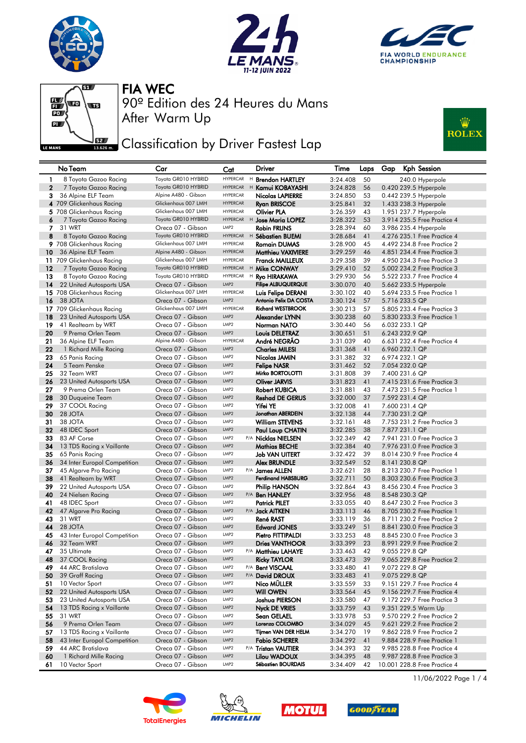# FIA WEC

## 90º Edition des 24 Heures du Mans

### After Warm Up

### Classification by Driver Fastest Lap

| | No | Team | Car | Cat | | Driver | Time | Laps | Gap | Kph | Session |
|---|---|---|---|---|---|---|---|---|---|---|---|
| 1 | 8 | Toyota Gazoo Racing | Toyota GR010 HYBRID | HYPERCAR | H | Brendon HARTLEY | 3:24.408 | 50 | | 240.0 | Hyperpole |
| 2 | 7 | Toyota Gazoo Racing | Toyota GR010 HYBRID | HYPERCAR | H | Kamui KOBAYASHI | 3:24.828 | 56 | 0.420 | 239.5 | Hyperpole |
| 3 | 36 | Alpine ELF Team | Alpine A480 - Gibson | HYPERCAR | | Nicolas LAPIERRE | 3:24.850 | 53 | 0.442 | 239.5 | Hyperpole |
| 4 | 709 | Glickenhaus Racing | Glickenhaus 007 LMH | HYPERCAR | | Ryan BRISCOE | 3:25.841 | 32 | 1.433 | 238.3 | Hyperpole |
| 5 | 708 | Glickenhaus Racing | Glickenhaus 007 LMH | HYPERCAR | | Olivier PLA | 3:26.359 | 43 | 1.951 | 237.7 | Hyperpole |
| 6 | 7 | Toyota Gazoo Racing | Toyota GR010 HYBRID | HYPERCAR | H | Jose Maria LOPEZ | 3:28.322 | 53 | 3.914 | 235.5 | Free Practice 4 |
| 7 | 31 | WRT | Oreca 07 - Gibson | LMP2 | | Robin FRIJNS | 3:28.394 | 60 | 3.986 | 235.4 | Hyperpole |
| 8 | 8 | Toyota Gazoo Racing | Toyota GR010 HYBRID | HYPERCAR | H | Sébastien BUEMI | 3:28.684 | 41 | 4.276 | 235.1 | Free Practice 4 |
| 9 | 708 | Glickenhaus Racing | Glickenhaus 007 LMH | HYPERCAR | | Romain DUMAS | 3:28.900 | 45 | 4.492 | 234.8 | Free Practice 2 |
| 10 | 36 | Alpine ELF Team | Alpine A480 - Gibson | HYPERCAR | | Matthieu VAXIVIERE | 3:29.259 | 46 | 4.851 | 234.4 | Free Practice 3 |
| 11 | 709 | Glickenhaus Racing | Glickenhaus 007 LMH | HYPERCAR | | Franck MAILLEUX | 3:29.358 | 39 | 4.950 | 234.3 | Free Practice 3 |
| 12 | 7 | Toyota Gazoo Racing | Toyota GR010 HYBRID | HYPERCAR | H | Mike CONWAY | 3:29.410 | 52 | 5.002 | 234.2 | Free Practice 3 |
| 13 | 8 | Toyota Gazoo Racing | Toyota GR010 HYBRID | HYPERCAR | H | Ryo HIRAKAWA | 3:29.930 | 56 | 5.522 | 233.7 | Free Practice 4 |
| 14 | 22 | United Autosports USA | Oreca 07 - Gibson | LMP2 | | Filipe ALBUQUERQUE | 3:30.070 | 40 | 5.662 | 233.5 | Hyperpole |
| 15 | 708 | Glickenhaus Racing | Glickenhaus 007 LMH | HYPERCAR | | Luis Felipe DERANI | 3:30.102 | 40 | 5.694 | 233.5 | Free Practice 1 |
| 16 | 38 | JOTA | Oreca 07 - Gibson | LMP2 | | Antonio Felix DA COSTA | 3:30.124 | 57 | 5.716 | 233.5 | QP |
| 17 | 709 | Glickenhaus Racing | Glickenhaus 007 LMH | HYPERCAR | | Richard WESTBROOK | 3:30.213 | 57 | 5.805 | 233.4 | Free Practice 3 |
| 18 | 23 | United Autosports USA | Oreca 07 - Gibson | LMP2 | | Alexander LYNN | 3:30.238 | 60 | 5.830 | 233.3 | Free Practice 1 |
| 19 | 41 | Realteam by WRT | Oreca 07 - Gibson | LMP2 | | Norman NATO | 3:30.440 | 56 | 6.032 | 233.1 | QP |
| 20 | 9 | Prema Orlen Team | Oreca 07 - Gibson | LMP2 | | Louis DELETRAZ | 3:30.651 | 51 | 6.243 | 232.9 | QP |
| 21 | 36 | Alpine ELF Team | Alpine A480 - Gibson | HYPERCAR | | André NEGRÃO | 3:31.039 | 40 | 6.631 | 232.4 | Free Practice 4 |
| 22 | 1 | Richard Mille Racing | Oreca 07 - Gibson | LMP2 | | Charles MILESI | 3:31.368 | 41 | 6.960 | 232.1 | QP |
| 23 | 65 | Panis Racing | Oreca 07 - Gibson | LMP2 | | Nicolas JAMIN | 3:31.382 | 32 | 6.974 | 232.1 | QP |
| 24 | 5 | Team Penske | Oreca 07 - Gibson | LMP2 | | Felipe NASR | 3:31.462 | 52 | 7.054 | 232.0 | QP |
| 25 | 32 | Team WRT | Oreca 07 - Gibson | LMP2 | | Mirko BORTOLOTTI | 3:31.808 | 39 | 7.400 | 231.6 | QP |
| 26 | 23 | United Autosports USA | Oreca 07 - Gibson | LMP2 | | Oliver JARVIS | 3:31.823 | 41 | 7.415 | 231.6 | Free Practice 3 |
| 27 | 9 | Prema Orlen Team | Oreca 07 - Gibson | LMP2 | | Robert KUBICA | 3:31.881 | 43 | 7.473 | 231.5 | Free Practice 1 |
| 28 | 30 | Duqueine Team | Oreca 07 - Gibson | LMP2 | | Reshad DE GERUS | 3:32.000 | 37 | 7.592 | 231.4 | QP |
| 29 | 37 | COOL Racing | Oreca 07 - Gibson | LMP2 | | Yifei YE | 3:32.008 | 41 | 7.600 | 231.4 | QP |
| 30 | 28 | JOTA | Oreca 07 - Gibson | LMP2 | | Jonathan ABERDEIN | 3:32.138 | 44 | 7.730 | 231.2 | QP |
| 31 | 38 | JOTA | Oreca 07 - Gibson | LMP2 | | William STEVENS | 3:32.161 | 48 | 7.753 | 231.2 | Free Practice 3 |
| 32 | 48 | IDEC Sport | Oreca 07 - Gibson | LMP2 | | Paul Loup CHATIN | 3:32.285 | 38 | 7.877 | 231.1 | QP |
| 33 | 83 | AF Corse | Oreca 07 - Gibson | LMP2 | P/A | Nicklas NIELSEN | 3:32.349 | 42 | 7.941 | 231.0 | Free Practice 3 |
| 34 | 13 | TDS Racing x Vaillante | Oreca 07 - Gibson | LMP2 | | Mathias BECHE | 3:32.384 | 40 | 7.976 | 231.0 | Free Practice 3 |
| 35 | 65 | Panis Racing | Oreca 07 - Gibson | LMP2 | | Job VAN UITERT | 3:32.422 | 39 | 8.014 | 230.9 | Free Practice 4 |
| 36 | 34 | Inter Europol Competition | Oreca 07 - Gibson | LMP2 | | Alex BRUNDLE | 3:32.549 | 52 | 8.141 | 230.8 | QP |
| 37 | 45 | Algarve Pro Racing | Oreca 07 - Gibson | LMP2 | P/A | James ALLEN | 3:32.621 | 28 | 8.213 | 230.7 | Free Practice 1 |
| 38 | 41 | Realteam by WRT | Oreca 07 - Gibson | LMP2 | | Ferdinand HABSBURG | 3:32.711 | 50 | 8.303 | 230.6 | Free Practice 3 |
| 39 | 22 | United Autosports USA | Oreca 07 - Gibson | LMP2 | | Philip HANSON | 3:32.864 | 43 | 8.456 | 230.4 | Free Practice 3 |
| 40 | 24 | Nielsen Racing | Oreca 07 - Gibson | LMP2 | P/A | Ben HANLEY | 3:32.956 | 48 | 8.548 | 230.3 | QP |
| 41 | 48 | IDEC Sport | Oreca 07 - Gibson | LMP2 | | Patrick PILET | 3:33.055 | 40 | 8.647 | 230.2 | Free Practice 3 |
| 42 | 47 | Algarve Pro Racing | Oreca 07 - Gibson | LMP2 | P/A | Jack AITKEN | 3:33.113 | 46 | 8.705 | 230.2 | Free Practice 1 |
| 43 | 31 | WRT | Oreca 07 - Gibson | LMP2 | | René RAST | 3:33.119 | 36 | 8.711 | 230.2 | Free Practice 2 |
| 44 | 28 | JOTA | Oreca 07 - Gibson | LMP2 | | Edward JONES | 3:33.249 | 51 | 8.841 | 230.0 | Free Practice 3 |
| 45 | 43 | Inter Europol Competition | Oreca 07 - Gibson | LMP2 | | Pietro FITTIPALDI | 3:33.253 | 48 | 8.845 | 230.0 | Free Practice 3 |
| 46 | 32 | Team WRT | Oreca 07 - Gibson | LMP2 | | Dries VANTHOOR | 3:33.399 | 23 | 8.991 | 229.9 | Free Practice 2 |
| 47 | 35 | Ultimate | Oreca 07 - Gibson | LMP2 | P/A | Matthieu LAHAYE | 3:33.463 | 42 | 9.055 | 229.8 | QP |
| 48 | 37 | COOL Racing | Oreca 07 - Gibson | LMP2 | | Ricky TAYLOR | 3:33.473 | 39 | 9.065 | 229.8 | Free Practice 2 |
| 49 | 44 | ARC Bratislava | Oreca 07 - Gibson | LMP2 | P/A | Bent VISCAAL | 3:33.480 | 41 | 9.072 | 229.8 | QP |
| 50 | 39 | Graff Racing | Oreca 07 - Gibson | LMP2 | P/A | David DROUX | 3:33.483 | 41 | 9.075 | 229.8 | QP |
| 51 | 10 | Vector Sport | Oreca 07 - Gibson | LMP2 | | Nico MÜLLER | 3:33.559 | 33 | 9.151 | 229.7 | Free Practice 4 |
| 52 | 22 | United Autosports USA | Oreca 07 - Gibson | LMP2 | | Will OWEN | 3:33.564 | 45 | 9.156 | 229.7 | Free Practice 4 |
| 53 | 23 | United Autosports USA | Oreca 07 - Gibson | LMP2 | | Joshua PIERSON | 3:33.580 | 47 | 9.172 | 229.7 | Free Practice 3 |
| 54 | 13 | TDS Racing x Vaillante | Oreca 07 - Gibson | LMP2 | | Nyck DE VRIES | 3:33.759 | 43 | 9.351 | 229.5 | Warm Up |
| 55 | 31 | WRT | Oreca 07 - Gibson | LMP2 | | Sean GELAEL | 3:33.978 | 53 | 9.570 | 229.2 | Free Practice 2 |
| 56 | 9 | Prema Orlen Team | Oreca 07 - Gibson | LMP2 | | Lorenzo COLOMBO | 3:34.029 | 45 | 9.621 | 229.2 | Free Practice 2 |
| 57 | 13 | TDS Racing x Vaillante | Oreca 07 - Gibson | LMP2 | | Tijmen VAN DER HELM | 3:34.270 | 19 | 9.862 | 228.9 | Free Practice 2 |
| 58 | 43 | Inter Europol Competition | Oreca 07 - Gibson | LMP2 | | Fabio SCHERER | 3:34.292 | 41 | 9.884 | 228.9 | Free Practice 2 |
| 59 | 44 | ARC Bratislava | Oreca 07 - Gibson | LMP2 | P/A | Tristan VAUTIER | 3:34.393 | 32 | 9.985 | 228.8 | Free Practice 4 |
| 60 | 1 | Richard Mille Racing | Oreca 07 - Gibson | LMP2 | | Lilou WADOUX | 3:34.395 | 48 | 9.987 | 228.8 | Free Practice 3 |
| 61 | 10 | Vector Sport | Oreca 07 - Gibson | LMP2 | | Sébastien BOURDAIS | 3:34.409 | 42 | 10.001 | 228.8 | Free Practice 4 |

11/06/2022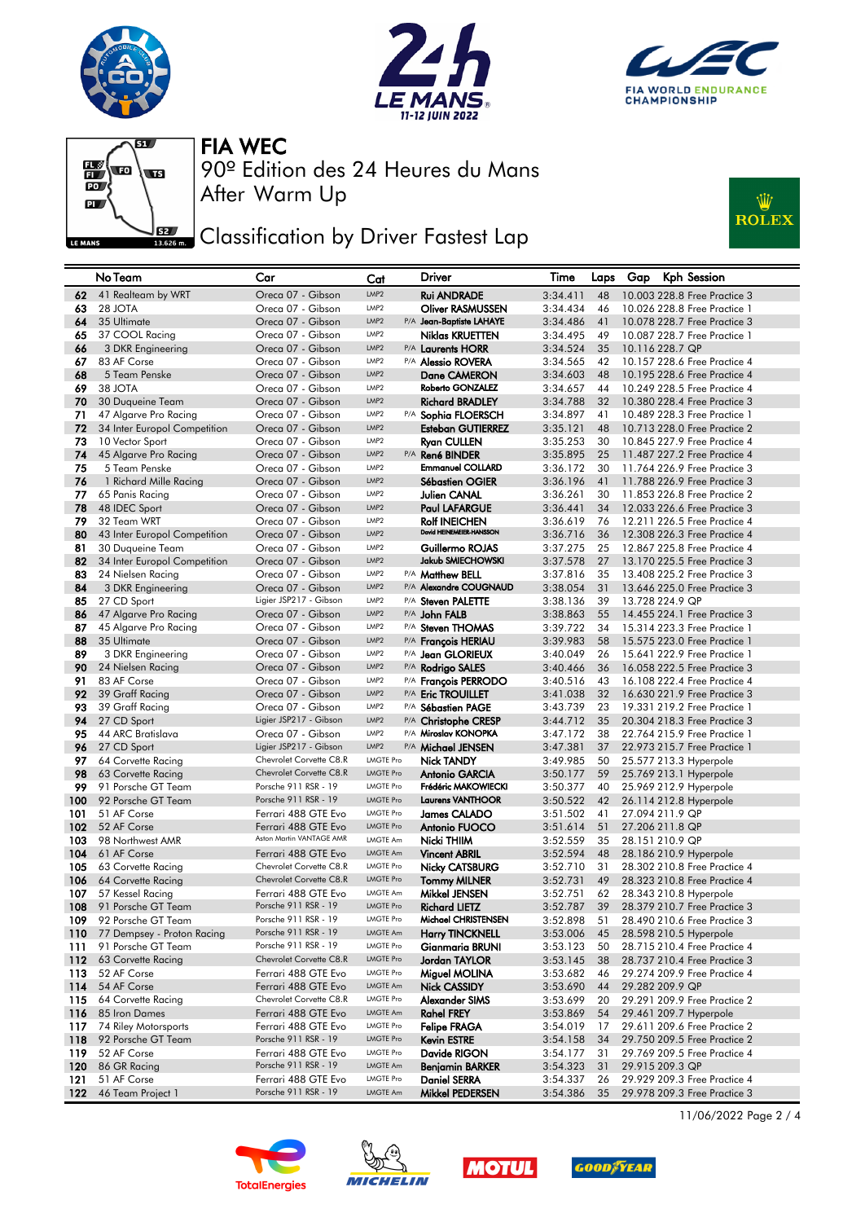# FIA WEC

90º Edition des 24 Heures du Mans

After Warm Up

## Classification by Driver Fastest Lap

| | No Team | Car | Cat | | Driver | Time | Laps | Gap | Kph | Session |
|---|---|---|---|---|---|---|---|---|---|---|
| 62 | 41 Realteam by WRT | Oreca 07 - Gibson | LMP2 | | Rui ANDRADE | 3:34.411 | 48 | 10.003 | 228.8 | Free Practice 3 |
| 63 | 28 JOTA | Oreca 07 - Gibson | LMP2 | | Oliver RASMUSSEN | 3:34.434 | 46 | 10.026 | 228.8 | Free Practice 1 |
| 64 | 35 Ultimate | Oreca 07 - Gibson | LMP2 | P/A | Jean-Baptiste LAHAYE | 3:34.486 | 41 | 10.078 | 228.7 | Free Practice 3 |
| 65 | 37 COOL Racing | Oreca 07 - Gibson | LMP2 | | Niklas KRUETTEN | 3:34.495 | 49 | 10.087 | 228.7 | Free Practice 1 |
| 66 | 3 DKR Engineering | Oreca 07 - Gibson | LMP2 | P/A | Laurents HORR | 3:34.524 | 35 | 10.116 | 228.7 | QP |
| 67 | 83 AF Corse | Oreca 07 - Gibson | LMP2 | P/A | Alessio ROVERA | 3:34.565 | 42 | 10.157 | 228.6 | Free Practice 4 |
| 68 | 5 Team Penske | Oreca 07 - Gibson | LMP2 | | Dane CAMERON | 3:34.603 | 48 | 10.195 | 228.6 | Free Practice 4 |
| 69 | 38 JOTA | Oreca 07 - Gibson | LMP2 | | Roberto GONZALEZ | 3:34.657 | 44 | 10.249 | 228.5 | Free Practice 1 |
| 70 | 30 Duqueine Team | Oreca 07 - Gibson | LMP2 | | Richard BRADLEY | 3:34.788 | 32 | 10.380 | 228.4 | Free Practice 3 |
| 71 | 47 Algarve Pro Racing | Oreca 07 - Gibson | LMP2 | P/A | Sophia FLOERSCH | 3:34.897 | 41 | 10.489 | 228.3 | Free Practice 1 |
| 72 | 34 Inter Europol Competition | Oreca 07 - Gibson | LMP2 | | Esteban GUTIERREZ | 3:35.121 | 48 | 10.713 | 228.0 | Free Practice 2 |
| 73 | 10 Vector Sport | Oreca 07 - Gibson | LMP2 | | Ryan CULLEN | 3:35.253 | 30 | 10.845 | 227.9 | Free Practice 4 |
| 74 | 45 Algarve Pro Racing | Oreca 07 - Gibson | LMP2 | P/A | René BINDER | 3:35.895 | 25 | 11.487 | 227.2 | Free Practice 4 |
| 75 | 5 Team Penske | Oreca 07 - Gibson | LMP2 | | Emmanuel COLLARD | 3:36.172 | 30 | 11.764 | 226.9 | Free Practice 3 |
| 76 | 1 Richard Mille Racing | Oreca 07 - Gibson | LMP2 | | Sébastien OGIER | 3:36.196 | 41 | 11.788 | 226.9 | Free Practice 3 |
| 77 | 65 Panis Racing | Oreca 07 - Gibson | LMP2 | | Julien CANAL | 3:36.261 | 30 | 11.853 | 226.8 | Free Practice 2 |
| 78 | 48 IDEC Sport | Oreca 07 - Gibson | LMP2 | | Paul LAFARGUE | 3:36.441 | 34 | 12.033 | 226.6 | Free Practice 3 |
| 79 | 32 Team WRT | Oreca 07 - Gibson | LMP2 | | Rolf INEICHEN | 3:36.619 | 76 | 12.211 | 226.5 | Free Practice 4 |
| 80 | 43 Inter Europol Competition | Oreca 07 - Gibson | LMP2 | | David HEINEMEIER-HANSSON | 3:36.716 | 36 | 12.308 | 226.3 | Free Practice 4 |
| 81 | 30 Duqueine Team | Oreca 07 - Gibson | LMP2 | | Guillermo ROJAS | 3:37.275 | 25 | 12.867 | 225.8 | Free Practice 4 |
| 82 | 34 Inter Europol Competition | Oreca 07 - Gibson | LMP2 | | Jakub SMIECHOWSKI | 3:37.578 | 27 | 13.170 | 225.5 | Free Practice 3 |
| 83 | 24 Nielsen Racing | Oreca 07 - Gibson | LMP2 | P/A | Matthew BELL | 3:37.816 | 35 | 13.408 | 225.2 | Free Practice 3 |
| 84 | 3 DKR Engineering | Oreca 07 - Gibson | LMP2 | P/A | Alexandre COUGNAUD | 3:38.054 | 31 | 13.646 | 225.0 | Free Practice 3 |
| 85 | 27 CD Sport | Ligier JSP217 - Gibson | LMP2 | P/A | Steven PALETTE | 3:38.136 | 39 | 13.728 | 224.9 | QP |
| 86 | 47 Algarve Pro Racing | Oreca 07 - Gibson | LMP2 | P/A | John FALB | 3:38.863 | 55 | 14.455 | 224.1 | Free Practice 3 |
| 87 | 45 Algarve Pro Racing | Oreca 07 - Gibson | LMP2 | P/A | Steven THOMAS | 3:39.722 | 34 | 15.314 | 223.3 | Free Practice 1 |
| 88 | 35 Ultimate | Oreca 07 - Gibson | LMP2 | P/A | François HERIAU | 3:39.983 | 58 | 15.575 | 223.0 | Free Practice 1 |
| 89 | 3 DKR Engineering | Oreca 07 - Gibson | LMP2 | P/A | Jean GLORIEUX | 3:40.049 | 26 | 15.641 | 222.9 | Free Practice 1 |
| 90 | 24 Nielsen Racing | Oreca 07 - Gibson | LMP2 | P/A | Rodrigo SALES | 3:40.466 | 36 | 16.058 | 222.5 | Free Practice 3 |
| 91 | 83 AF Corse | Oreca 07 - Gibson | LMP2 | P/A | François PERRODO | 3:40.516 | 43 | 16.108 | 222.4 | Free Practice 4 |
| 92 | 39 Graff Racing | Oreca 07 - Gibson | LMP2 | P/A | Eric TROUILLET | 3:41.038 | 32 | 16.630 | 221.9 | Free Practice 3 |
| 93 | 39 Graff Racing | Oreca 07 - Gibson | LMP2 | P/A | Sébastien PAGE | 3:43.739 | 23 | 19.331 | 219.2 | Free Practice 1 |
| 94 | 27 CD Sport | Ligier JSP217 - Gibson | LMP2 | P/A | Christophe CRESP | 3:44.712 | 35 | 20.304 | 218.3 | Free Practice 3 |
| 95 | 44 ARC Bratislava | Oreca 07 - Gibson | LMP2 | P/A | Miroslav KONOPKA | 3:47.172 | 38 | 22.764 | 215.9 | Free Practice 2 |
| 96 | 27 CD Sport | Ligier JSP217 - Gibson | LMP2 | P/A | Michael JENSEN | 3:47.381 | 37 | 22.973 | 215.7 | Free Practice 1 |
| 97 | 64 Corvette Racing | Chevrolet Corvette C8.R | LMGTE Pro | | Nick TANDY | 3:49.985 | 50 | 25.577 | 213.3 | Hyperpole |
| 98 | 63 Corvette Racing | Chevrolet Corvette C8.R | LMGTE Pro | | Antonio GARCIA | 3:50.177 | 59 | 25.769 | 213.1 | Hyperpole |
| 99 | 91 Porsche GT Team | Porsche 911 RSR - 19 | LMGTE Pro | | Frédéric MAKOWIECKI | 3:50.377 | 40 | 25.969 | 212.9 | Hyperpole |
| 100 | 92 Porsche GT Team | Porsche 911 RSR - 19 | LMGTE Pro | | Laurens VANTHOOR | 3:50.522 | 42 | 26.114 | 212.8 | Hyperpole |
| 101 | 51 AF Corse | Ferrari 488 GTE Evo | LMGTE Pro | | James CALADO | 3:51.502 | 41 | 27.094 | 211.9 | QP |
| 102 | 52 AF Corse | Ferrari 488 GTE Evo | LMGTE Pro | | Antonio FUOCO | 3:51.614 | 51 | 27.206 | 211.8 | QP |
| 103 | 98 Northwest AMR | Aston Martin VANTAGE AMR | LMGTE Am | | Nicki THIIM | 3:52.559 | 35 | 28.151 | 210.9 | QP |
| 104 | 61 AF Corse | Ferrari 488 GTE Evo | LMGTE Am | | Vincent ABRIL | 3:52.594 | 48 | 28.186 | 210.9 | Hyperpole |
| 105 | 63 Corvette Racing | Chevrolet Corvette C8.R | LMGTE Pro | | Nicky CATSBURG | 3:52.710 | 31 | 28.302 | 210.8 | Free Practice 4 |
| 106 | 64 Corvette Racing | Chevrolet Corvette C8.R | LMGTE Pro | | Tommy MILNER | 3:52.731 | 49 | 28.323 | 210.8 | Free Practice 4 |
| 107 | 57 Kessel Racing | Ferrari 488 GTE Evo | LMGTE Am | | Mikkel JENSEN | 3:52.751 | 62 | 28.343 | 210.8 | Hyperpole |
| 108 | 91 Porsche GT Team | Porsche 911 RSR - 19 | LMGTE Pro | | Richard LIETZ | 3:52.787 | 39 | 28.379 | 210.7 | Free Practice 3 |
| 109 | 92 Porsche GT Team | Porsche 911 RSR - 19 | LMGTE Pro | | Michael CHRISTENSEN | 3:52.898 | 51 | 28.490 | 210.6 | Free Practice 3 |
| 110 | 77 Dempsey - Proton Racing | Porsche 911 RSR - 19 | LMGTE Am | | Harry TINCKNELL | 3:53.006 | 45 | 28.598 | 210.5 | Hyperpole |
| 111 | 91 Porsche GT Team | Porsche 911 RSR - 19 | LMGTE Pro | | Gianmaria BRUNI | 3:53.123 | 50 | 28.715 | 210.4 | Free Practice 4 |
| 112 | 63 Corvette Racing | Chevrolet Corvette C8.R | LMGTE Pro | | Jordan TAYLOR | 3:53.145 | 38 | 28.737 | 210.4 | Free Practice 3 |
| 113 | 52 AF Corse | Ferrari 488 GTE Evo | LMGTE Pro | | Miguel MOLINA | 3:53.682 | 46 | 29.274 | 209.9 | Free Practice 4 |
| 114 | 54 AF Corse | Ferrari 488 GTE Evo | LMGTE Am | | Nick CASSIDY | 3:53.690 | 44 | 29.282 | 209.9 | QP |
| 115 | 64 Corvette Racing | Chevrolet Corvette C8.R | LMGTE Pro | | Alexander SIMS | 3:53.699 | 20 | 29.291 | 209.9 | Free Practice 2 |
| 116 | 85 Iron Dames | Ferrari 488 GTE Evo | LMGTE Am | | Rahel FREY | 3:53.869 | 54 | 29.461 | 209.7 | Hyperpole |
| 117 | 74 Riley Motorsports | Ferrari 488 GTE Evo | LMGTE Pro | | Felipe FRAGA | 3:54.019 | 17 | 29.611 | 209.6 | Free Practice 2 |
| 118 | 92 Porsche GT Team | Porsche 911 RSR - 19 | LMGTE Pro | | Kevin ESTRE | 3:54.158 | 34 | 29.750 | 209.5 | Free Practice 2 |
| 119 | 52 AF Corse | Ferrari 488 GTE Evo | LMGTE Pro | | Davide RIGON | 3:54.177 | 31 | 29.769 | 209.5 | Free Practice 4 |
| 120 | 86 GR Racing | Porsche 911 RSR - 19 | LMGTE Am | | Benjamin BARKER | 3:54.323 | 31 | 29.915 | 209.3 | QP |
| 121 | 51 AF Corse | Ferrari 488 GTE Evo | LMGTE Pro | | Daniel SERRA | 3:54.337 | 26 | 29.929 | 209.3 | Free Practice 4 |
| 122 | 46 Team Project 1 | Porsche 911 RSR - 19 | LMGTE Am | | Mikkel PEDERSEN | 3:54.386 | 35 | 29.978 | 209.3 | Free Practice 3 |

11/06/2022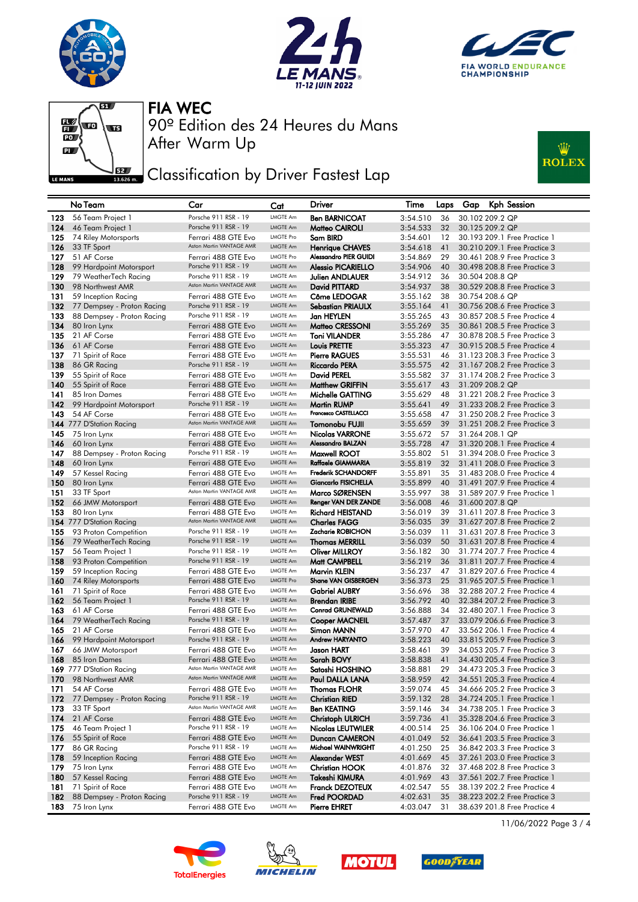# FIA WEC

90º Edition des 24 Heures du Mans

After Warm Up

## Classification by Driver Fastest Lap

| | No Team | Car | Cat | Driver | Time | Laps | Gap | Kph | Session |
|---|---|---|---|---|---|---|---|---|---|
| 123 | 56 Team Project 1 | Porsche 911 RSR - 19 | LMGTE Am | Ben BARNICOAT | 3:54.510 | 36 | 30.102 | 209.2 | QP |
| 124 | 46 Team Project 1 | Porsche 911 RSR - 19 | LMGTE Am | Matteo CAIROLI | 3:54.533 | 32 | 30.125 | 209.2 | QP |
| 125 | 74 Riley Motorsports | Ferrari 488 GTE Evo | LMGTE Pro | Sam BIRD | 3:54.601 | 12 | 30.193 | 209.1 | Free Practice 1 |
| 126 | 33 TF Sport | Aston Martin VANTAGE AMR | LMGTE Am | Henrique CHAVES | 3:54.618 | 41 | 30.210 | 209.1 | Free Practice 3 |
| 127 | 51 AF Corse | Ferrari 488 GTE Evo | LMGTE Pro | Alessandro PIER GUIDI | 3:54.869 | 29 | 30.461 | 208.9 | Free Practice 3 |
| 128 | 99 Hardpoint Motorsport | Porsche 911 RSR - 19 | LMGTE Am | Alessio PICARIELLO | 3:54.906 | 40 | 30.498 | 208.8 | Free Practice 3 |
| 129 | 79 WeatherTech Racing | Porsche 911 RSR - 19 | LMGTE Am | Julien ANDLAUER | 3:54.912 | 36 | 30.504 | 208.8 | QP |
| 130 | 98 Northwest AMR | Aston Martin VANTAGE AMR | LMGTE Am | David PITTARD | 3:54.937 | 38 | 30.529 | 208.8 | Free Practice 3 |
| 131 | 59 Inception Racing | Ferrari 488 GTE Evo | LMGTE Am | Côme LEDOGAR | 3:55.162 | 38 | 30.754 | 208.6 | QP |
| 132 | 77 Dempsey - Proton Racing | Porsche 911 RSR - 19 | LMGTE Am | Sebastian PRIAULX | 3:55.164 | 41 | 30.756 | 208.6 | Free Practice 3 |
| 133 | 88 Dempsey - Proton Racing | Porsche 911 RSR - 19 | LMGTE Am | Jan HEYLEN | 3:55.265 | 43 | 30.857 | 208.5 | Free Practice 4 |
| 134 | 80 Iron Lynx | Ferrari 488 GTE Evo | LMGTE Am | Matteo CRESSONI | 3:55.269 | 35 | 30.861 | 208.5 | Free Practice 3 |
| 135 | 21 AF Corse | Ferrari 488 GTE Evo | LMGTE Am | Toni VILANDER | 3:55.286 | 47 | 30.878 | 208.5 | Free Practice 3 |
| 136 | 61 AF Corse | Ferrari 488 GTE Evo | LMGTE Am | Louis PRETTE | 3:55.323 | 47 | 30.915 | 208.5 | Free Practice 4 |
| 137 | 71 Spirit of Race | Ferrari 488 GTE Evo | LMGTE Am | Pierre RAGUES | 3:55.531 | 46 | 31.123 | 208.3 | Free Practice 3 |
| 138 | 86 GR Racing | Porsche 911 RSR - 19 | LMGTE Am | Riccardo PERA | 3:55.575 | 42 | 31.167 | 208.2 | Free Practice 3 |
| 139 | 55 Spirit of Race | Ferrari 488 GTE Evo | LMGTE Am | David PEREL | 3:55.582 | 37 | 31.174 | 208.2 | Free Practice 3 |
| 140 | 55 Spirit of Race | Ferrari 488 GTE Evo | LMGTE Am | Matthew GRIFFIN | 3:55.617 | 43 | 31.209 | 208.2 | QP |
| 141 | 85 Iron Dames | Ferrari 488 GTE Evo | LMGTE Am | Michelle GATTING | 3:55.629 | 48 | 31.221 | 208.2 | Free Practice 3 |
| 142 | 99 Hardpoint Motorsport | Porsche 911 RSR - 19 | LMGTE Am | Martin RUMP | 3:55.641 | 49 | 31.233 | 208.2 | Free Practice 3 |
| 143 | 54 AF Corse | Ferrari 488 GTE Evo | LMGTE Am | Francesco CASTELLACCI | 3:55.658 | 47 | 31.250 | 208.2 | Free Practice 3 |
| 144 | 777 D'Station Racing | Aston Martin VANTAGE AMR | LMGTE Am | Tomonobu FUJII | 3:55.659 | 39 | 31.251 | 208.2 | Free Practice 3 |
| 145 | 75 Iron Lynx | Ferrari 488 GTE Evo | LMGTE Am | Nicolas VARRONE | 3:55.672 | 57 | 31.264 | 208.1 | QP |
| 146 | 60 Iron Lynx | Ferrari 488 GTE Evo | LMGTE Am | Alessandro BALZAN | 3:55.728 | 47 | 31.320 | 208.1 | Free Practice 4 |
| 147 | 88 Dempsey - Proton Racing | Porsche 911 RSR - 19 | LMGTE Am | Maxwell ROOT | 3:55.802 | 51 | 31.394 | 208.0 | Free Practice 3 |
| 148 | 60 Iron Lynx | Ferrari 488 GTE Evo | LMGTE Am | Raffaele GIAMMARIA | 3:55.819 | 32 | 31.411 | 208.0 | Free Practice 3 |
| 149 | 57 Kessel Racing | Ferrari 488 GTE Evo | LMGTE Am | Frederik SCHANDORFF | 3:55.891 | 35 | 31.483 | 208.0 | Free Practice 3 |
| 150 | 80 Iron Lynx | Ferrari 488 GTE Evo | LMGTE Am | Giancarlo FISICHELLA | 3:55.899 | 40 | 31.491 | 207.9 | Free Practice 4 |
| 151 | 33 TF Sport | Aston Martin VANTAGE AMR | LMGTE Am | Marco SØRENSEN | 3:55.997 | 38 | 31.589 | 207.9 | Free Practice 1 |
| 152 | 66 JMW Motorsport | Ferrari 488 GTE Evo | LMGTE Am | Renger VAN DER ZANDE | 3:56.008 | 46 | 31.600 | 207.8 | QP |
| 153 | 80 Iron Lynx | Ferrari 488 GTE Evo | LMGTE Am | Richard HEISTAND | 3:56.019 | 39 | 31.611 | 207.8 | Free Practice 3 |
| 154 | 777 D'Station Racing | Aston Martin VANTAGE AMR | LMGTE Am | Charles FAGG | 3:56.035 | 39 | 31.627 | 207.8 | Free Practice 2 |
| 155 | 93 Proton Competition | Porsche 911 RSR - 19 | LMGTE Am | Zacharie ROBICHON | 3:56.039 | 11 | 31.631 | 207.8 | Free Practice 3 |
| 156 | 79 WeatherTech Racing | Porsche 911 RSR - 19 | LMGTE Am | Thomas MERRILL | 3:56.039 | 50 | 31.631 | 207.8 | Free Practice 4 |
| 157 | 56 Team Project 1 | Porsche 911 RSR - 19 | LMGTE Am | Oliver MILLROY | 3:56.182 | 30 | 31.774 | 207.7 | Free Practice 4 |
| 158 | 93 Proton Competition | Porsche 911 RSR - 19 | LMGTE Am | Matt CAMPBELL | 3:56.219 | 36 | 31.811 | 207.7 | Free Practice 3 |
| 159 | 59 Inception Racing | Ferrari 488 GTE Evo | LMGTE Am | Marvin KLEIN | 3:56.237 | 47 | 31.829 | 207.6 | Free Practice 4 |
| 160 | 74 Riley Motorsports | Ferrari 488 GTE Evo | LMGTE Pro | Shane VAN GISBERGEN | 3:56.373 | 25 | 31.965 | 207.5 | Free Practice 1 |
| 161 | 71 Spirit of Race | Ferrari 488 GTE Evo | LMGTE Am | Gabriel AUBRY | 3:56.696 | 38 | 32.288 | 207.2 | Free Practice 4 |
| 162 | 56 Team Project 1 | Porsche 911 RSR - 19 | LMGTE Am | Brendan IRIBE | 3:56.792 | 40 | 32.384 | 207.2 | Free Practice 3 |
| 163 | 61 AF Corse | Ferrari 488 GTE Evo | LMGTE Am | Conrad GRUNEWALD | 3:56.888 | 34 | 32.480 | 207.1 | Free Practice 3 |
| 164 | 79 WeatherTech Racing | Porsche 911 RSR - 19 | LMGTE Am | Cooper MACNEIL | 3:57.487 | 37 | 33.079 | 206.6 | Free Practice 3 |
| 165 | 21 AF Corse | Ferrari 488 GTE Evo | LMGTE Am | Simon MANN | 3:57.970 | 47 | 33.562 | 206.1 | Free Practice 4 |
| 166 | 99 Hardpoint Motorsport | Porsche 911 RSR - 19 | LMGTE Am | Andrew HARYANTO | 3:58.223 | 40 | 33.815 | 205.9 | Free Practice 3 |
| 167 | 66 JMW Motorsport | Ferrari 488 GTE Evo | LMGTE Am | Jason HART | 3:58.461 | 39 | 34.053 | 205.7 | Free Practice 3 |
| 168 | 85 Iron Dames | Ferrari 488 GTE Evo | LMGTE Am | Sarah BOVY | 3:58.838 | 41 | 34.430 | 205.4 | Free Practice 3 |
| 169 | 777 D'Station Racing | Aston Martin VANTAGE AMR | LMGTE Am | Satoshi HOSHINO | 3:58.881 | 29 | 34.473 | 205.3 | Free Practice 3 |
| 170 | 98 Northwest AMR | Aston Martin VANTAGE AMR | LMGTE Am | Paul DALLA LANA | 3:58.959 | 42 | 34.551 | 205.3 | Free Practice 4 |
| 171 | 54 AF Corse | Ferrari 488 GTE Evo | LMGTE Am | Thomas FLOHR | 3:59.074 | 45 | 34.666 | 205.2 | Free Practice 3 |
| 172 | 77 Dempsey - Proton Racing | Porsche 911 RSR - 19 | LMGTE Am | Christian RIED | 3:59.132 | 28 | 34.724 | 205.1 | Free Practice 1 |
| 173 | 33 TF Sport | Aston Martin VANTAGE AMR | LMGTE Am | Ben KEATING | 3:59.146 | 34 | 34.738 | 205.1 | Free Practice 3 |
| 174 | 21 AF Corse | Ferrari 488 GTE Evo | LMGTE Am | Christoph ULRICH | 3:59.736 | 41 | 35.328 | 204.6 | Free Practice 3 |
| 175 | 46 Team Project 1 | Porsche 911 RSR - 19 | LMGTE Am | Nicolas LEUTWILER | 4:00.514 | 25 | 36.106 | 204.0 | Free Practice 1 |
| 176 | 55 Spirit of Race | Ferrari 488 GTE Evo | LMGTE Am | Duncan CAMERON | 4:01.049 | 52 | 36.641 | 203.5 | Free Practice 3 |
| 177 | 86 GR Racing | Porsche 911 RSR - 19 | LMGTE Am | Michael WAINWRIGHT | 4:01.250 | 25 | 36.842 | 203.3 | Free Practice 3 |
| 178 | 59 Inception Racing | Ferrari 488 GTE Evo | LMGTE Am | Alexander WEST | 4:01.669 | 45 | 37.261 | 203.0 | Free Practice 3 |
| 179 | 75 Iron Lynx | Ferrari 488 GTE Evo | LMGTE Am | Christian HOOK | 4:01.876 | 32 | 37.468 | 202.8 | Free Practice 3 |
| 180 | 57 Kessel Racing | Ferrari 488 GTE Evo | LMGTE Am | Takeshi KIMURA | 4:01.969 | 43 | 37.561 | 202.7 | Free Practice 1 |
| 181 | 71 Spirit of Race | Ferrari 488 GTE Evo | LMGTE Am | Franck DEZOTEUX | 4:02.547 | 55 | 38.139 | 202.2 | Free Practice 4 |
| 182 | 88 Dempsey - Proton Racing | Porsche 911 RSR - 19 | LMGTE Am | Fred POORDAD | 4:02.631 | 35 | 38.223 | 202.2 | Free Practice 3 |
| 183 | 75 Iron Lynx | Ferrari 488 GTE Evo | LMGTE Am | Pierre EHRET | 4:03.047 | 31 | 38.639 | 201.8 | Free Practice 4 |

11/06/2022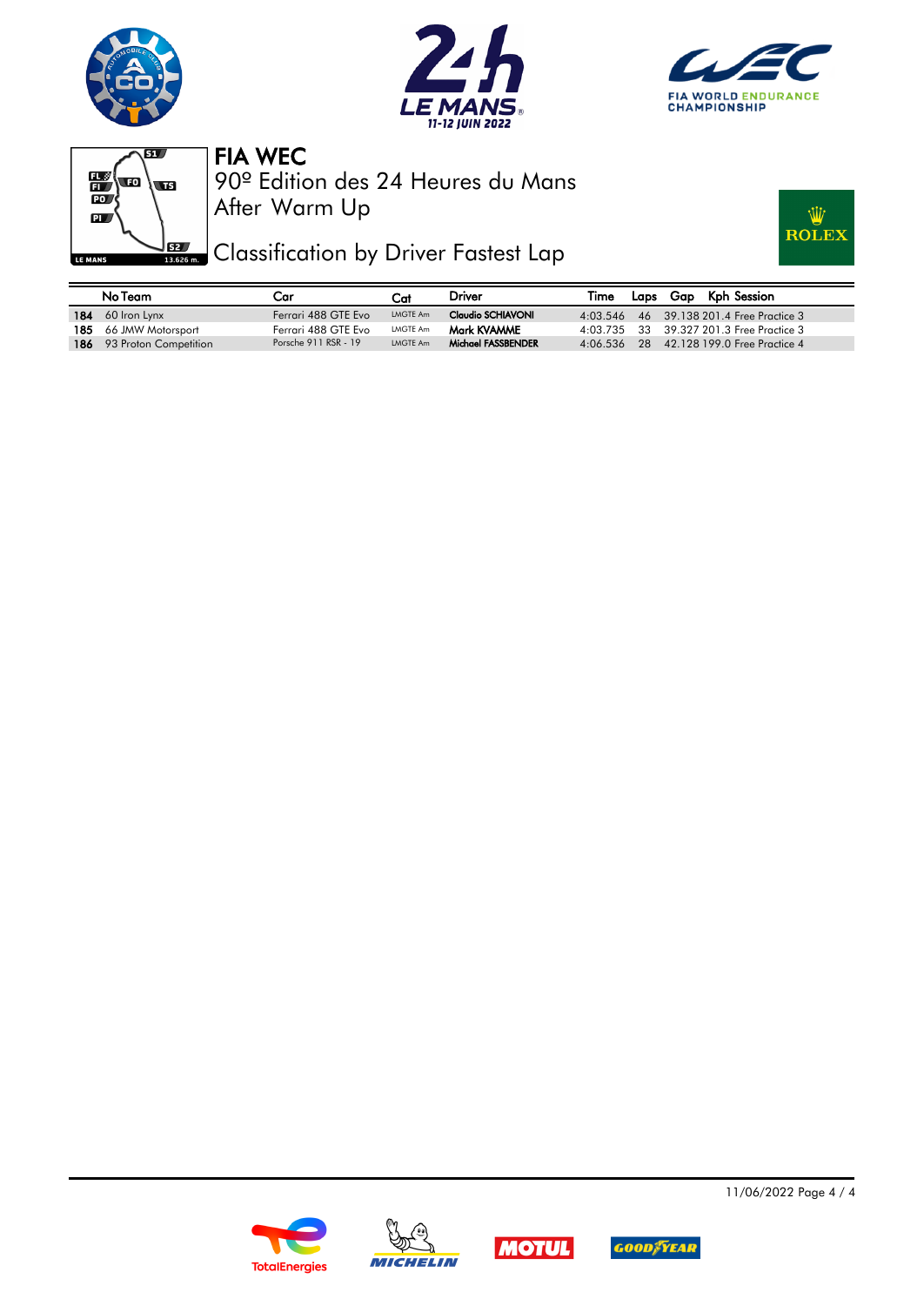FIA WEC

90º Edition des 24 Heures du Mans

After Warm Up

Classification by Driver Fastest Lap

| | No | Team | Car | Cat | Driver | Time | Laps | Gap | Kph | Session |
|---|---|---|---|---|---|---|---|---|---|---|
| 184 | 60 | Iron Lynx | Ferrari 488 GTE Evo | LMGTE Am | Claudio SCHIAVONI | 4:03.546 | 46 | 39.138 | 201.4 | Free Practice 3 |
| 185 | 66 | JMW Motorsport | Ferrari 488 GTE Evo | LMGTE Am | Mark KVAMME | 4:03.735 | 33 | 39.327 | 201.3 | Free Practice 3 |
| 186 | 93 | Proton Competition | Porsche 911 RSR - 19 | LMGTE Am | Michael FASSBENDER | 4:06.536 | 28 | 42.128 | 199.0 | Free Practice 4 |

11/06/2022